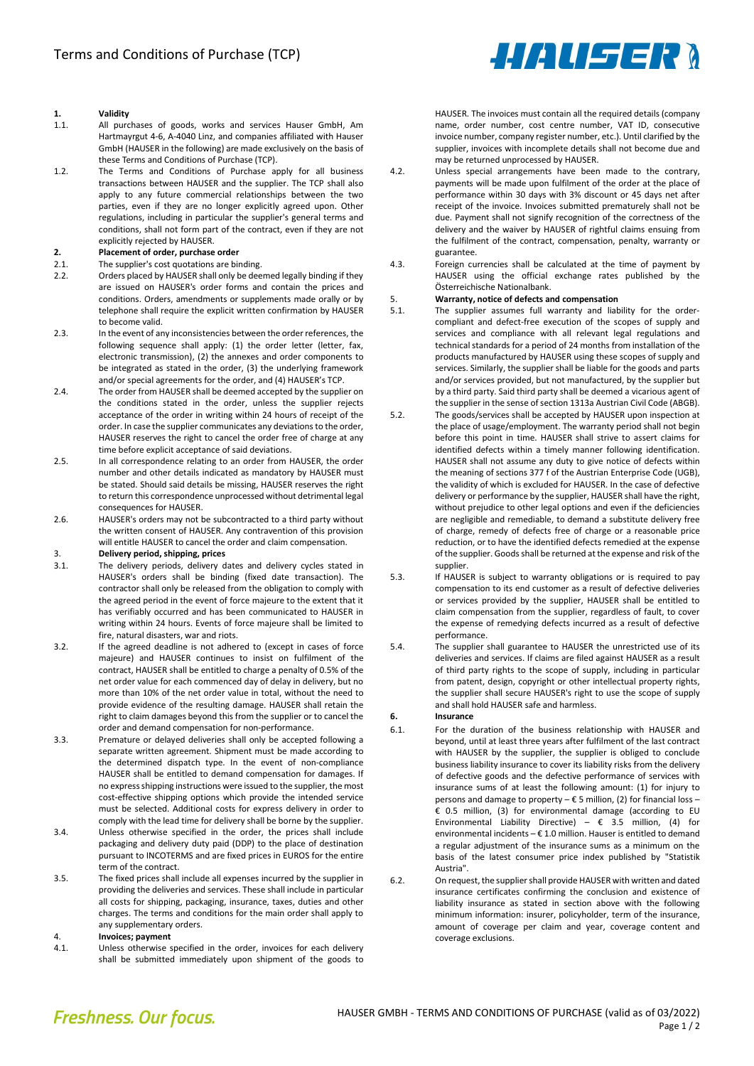# Terms and Conditions of Purchase (TCP)

**1. Validity**

1.1. All purchases of goods, works and services Hauser GmbH, Am Hartmayrgut 4-6, A-4040 Linz, and companies affiliated with Hauser GmbH (HAUSER in the following) are made exclusively on the basis of these Terms and Conditions of Purchase (TCP).

1.2. The Terms and Conditions of Purchase apply for all business transactions between HAUSER and the supplier. The TCP shall also apply to any future commercial relationships between the two parties, even if they are no longer explicitly agreed upon. Other regulations, including in particular the supplier's general terms and conditions, shall not form part of the contract, even if they are not explicitly rejected by HAUSER.

**2. Placement of order, purchase order**

2.1. The supplier's cost quotations are binding.

2.2. Orders placed by HAUSER shall only be deemed legally binding if they are issued on HAUSER's order forms and contain the prices and conditions. Orders, amendments or supplements made orally or by telephone shall require the explicit written confirmation by HAUSER to become valid.

2.3. In the event of any inconsistencies between the order references, the following sequence shall apply: (1) the order letter (letter, fax, electronic transmission), (2) the annexes and order components to be integrated as stated in the order, (3) the underlying framework and/or special agreements for the order, and (4) HAUSER's TCP.

2.4. The order from HAUSER shall be deemed accepted by the supplier on the conditions stated in the order, unless the supplier rejects acceptance of the order in writing within 24 hours of receipt of the order. In case the supplier communicates any deviations to the order, HAUSER reserves the right to cancel the order free of charge at any time before explicit acceptance of said deviations.

2.5. In all correspondence relating to an order from HAUSER, the order number and other details indicated as mandatory by HAUSER must be stated. Should said details be missing, HAUSER reserves the right to return this correspondence unprocessed without detrimental legal consequences for HAUSER.

2.6. HAUSER's orders may not be subcontracted to a third party without the written consent of HAUSER. Any contravention of this provision will entitle HAUSER to cancel the order and claim compensation.

**3. Delivery period, shipping, prices**

3.1. The delivery periods, delivery dates and delivery cycles stated in HAUSER's orders shall be binding (fixed date transaction). The contractor shall only be released from the obligation to comply with the agreed period in the event of force majeure to the extent that it has verifiably occurred and has been communicated to HAUSER in writing within 24 hours. Events of force majeure shall be limited to fire, natural disasters, war and riots.

3.2. If the agreed deadline is not adhered to (except in cases of force majeure) and HAUSER continues to insist on fulfilment of the contract, HAUSER shall be entitled to charge a penalty of 0.5% of the net order value for each commenced day of delay in delivery, but no more than 10% of the net order value in total, without the need to provide evidence of the resulting damage. HAUSER shall retain the right to claim damages beyond this from the supplier or to cancel the order and demand compensation for non-performance.

3.3. Premature or delayed deliveries shall only be accepted following a separate written agreement. Shipment must be made according to the determined dispatch type. In the event of non-compliance HAUSER shall be entitled to demand compensation for damages. If no express shipping instructions were issued to the supplier, the most cost-effective shipping options which provide the intended service must be selected. Additional costs for express delivery in order to comply with the lead time for delivery shall be borne by the supplier.

3.4. Unless otherwise specified in the order, the prices shall include packaging and delivery duty paid (DDP) to the place of destination pursuant to INCOTERMS and are fixed prices in EUROS for the entire term of the contract.

3.5. The fixed prices shall include all expenses incurred by the supplier in providing the deliveries and services. These shall include in particular all costs for shipping, packaging, insurance, taxes, duties and other charges. The terms and conditions for the main order shall apply to any supplementary orders.

**4. Invoices; payment**

4.1. Unless otherwise specified in the order, invoices for each delivery shall be submitted immediately upon shipment of the goods to HAUSER. The invoices must contain all the required details (company name, order number, cost centre number, VAT ID, consecutive invoice number, company register number, etc.). Until clarified by the supplier, invoices with incomplete details shall not become due and may be returned unprocessed by HAUSER.

4.2. Unless special arrangements have been made to the contrary, payments will be made upon fulfilment of the order at the place of performance within 30 days with 3% discount or 45 days net after receipt of the invoice. Invoices submitted prematurely shall not be due. Payment shall not signify recognition of the correctness of the delivery and the waiver by HAUSER of rightful claims ensuing from the fulfilment of the contract, compensation, penalty, warranty or guarantee.

4.3. Foreign currencies shall be calculated at the time of payment by HAUSER using the official exchange rates published by the Österreichische Nationalbank.

**5. Warranty, notice of defects and compensation**

5.1. The supplier assumes full warranty and liability for the order-compliant and defect-free execution of the scopes of supply and services and compliance with all relevant legal regulations and technical standards for a period of 24 months from installation of the products manufactured by HAUSER using these scopes of supply and services. Similarly, the supplier shall be liable for the goods and parts and/or services provided, but not manufactured, by the supplier but by a third party. Said third party shall be deemed a vicarious agent of the supplier in the sense of section 1313a Austrian Civil Code (ABGB).

5.2. The goods/services shall be accepted by HAUSER upon inspection at the place of usage/employment. The warranty period shall not begin before this point in time. HAUSER shall strive to assert claims for identified defects within a timely manner following identification. HAUSER shall not assume any duty to give notice of defects within the meaning of sections 377 f of the Austrian Enterprise Code (UGB), the validity of which is excluded for HAUSER. In the case of defective delivery or performance by the supplier, HAUSER shall have the right, without prejudice to other legal options and even if the deficiencies are negligible and remediable, to demand a substitute delivery free of charge, remedy of defects free of charge or a reasonable price reduction, or to have the identified defects remedied at the expense of the supplier. Goods shall be returned at the expense and risk of the supplier.

5.3. If HAUSER is subject to warranty obligations or is required to pay compensation to its end customer as a result of defective deliveries or services provided by the supplier, HAUSER shall be entitled to claim compensation from the supplier, regardless of fault, to cover the expense of remedying defects incurred as a result of defective performance.

5.4. The supplier shall guarantee to HAUSER the unrestricted use of its deliveries and services. If claims are filed against HAUSER as a result of third party rights to the scope of supply, including in particular from patent, design, copyright or other intellectual property rights, the supplier shall secure HAUSER's right to use the scope of supply and shall hold HAUSER safe and harmless.

**6. Insurance**

6.1. For the duration of the business relationship with HAUSER and beyond, until at least three years after fulfilment of the last contract with HAUSER by the supplier, the supplier is obliged to conclude business liability insurance to cover its liability risks from the delivery of defective goods and the defective performance of services with insurance sums of at least the following amount: (1) for injury to persons and damage to property – € 5 million, (2) for financial loss – € 0.5 million, (3) for environmental damage (according to EU Environmental Liability Directive) – € 3.5 million, (4) for environmental incidents – € 1.0 million. Hauser is entitled to demand a regular adjustment of the insurance sums as a minimum on the basis of the latest consumer price index published by "Statistik Austria".

6.2. On request, the supplier shall provide HAUSER with written and dated insurance certificates confirming the conclusion and existence of liability insurance as stated in section above with the following minimum information: insurer, policyholder, term of the insurance, amount of coverage per claim and year, coverage content and coverage exclusions.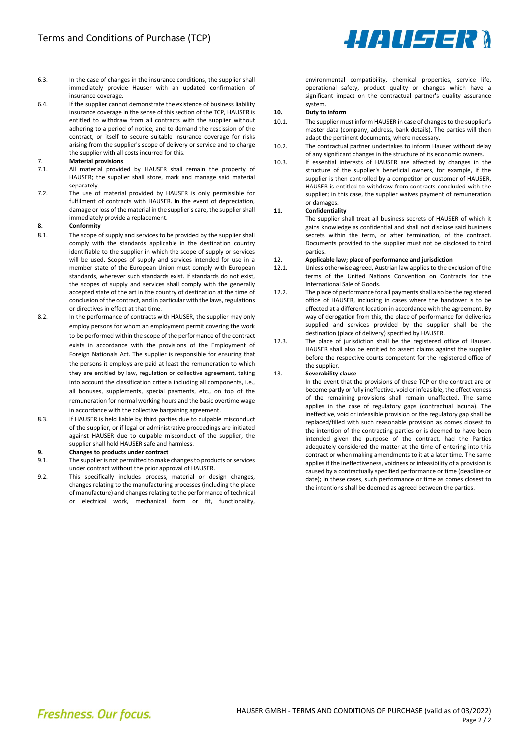6.3. In the case of changes in the insurance conditions, the supplier shall immediately provide Hauser with an updated confirmation of insurance coverage.

6.4. If the supplier cannot demonstrate the existence of business liability insurance coverage in the sense of this section of the TCP, HAUSER is entitled to withdraw from all contracts with the supplier without adhering to a period of notice, and to demand the rescission of the contract, or itself to secure suitable insurance coverage for risks arising from the supplier's scope of delivery or service and to charge the supplier with all costs incurred for this.

**7. Material provisions**

7.1. All material provided by HAUSER shall remain the property of HAUSER; the supplier shall store, mark and manage said material separately.

7.2. The use of material provided by HAUSER is only permissible for fulfilment of contracts with HAUSER. In the event of depreciation, damage or loss of the material in the supplier's care, the supplier shall immediately provide a replacement.

**8. Conformity**

8.1. The scope of supply and services to be provided by the supplier shall comply with the standards applicable in the destination country identifiable to the supplier in which the scope of supply or services will be used. Scopes of supply and services intended for use in a member state of the European Union must comply with European standards, wherever such standards exist. If standards do not exist, the scopes of supply and services shall comply with the generally accepted state of the art in the country of destination at the time of conclusion of the contract, and in particular with the laws, regulations or directives in effect at that time.

8.2. In the performance of contracts with HAUSER, the supplier may only employ persons for whom an employment permit covering the work to be performed within the scope of the performance of the contract exists in accordance with the provisions of the Employment of Foreign Nationals Act. The supplier is responsible for ensuring that the persons it employs are paid at least the remuneration to which they are entitled by law, regulation or collective agreement, taking into account the classification criteria including all components, i.e., all bonuses, supplements, special payments, etc., on top of the remuneration for normal working hours and the basic overtime wage in accordance with the collective bargaining agreement.

8.3. If HAUSER is held liable by third parties due to culpable misconduct of the supplier, or if legal or administrative proceedings are initiated against HAUSER due to culpable misconduct of the supplier, the supplier shall hold HAUSER safe and harmless.

**9. Changes to products under contract**

9.1. The supplier is not permitted to make changes to products or services under contract without the prior approval of HAUSER.

9.2. This specifically includes process, material or design changes, changes relating to the manufacturing processes (including the place of manufacture) and changes relating to the performance of technical or electrical work, mechanical form or fit, functionality, environmental compatibility, chemical properties, service life, operational safety, product quality or changes which have a significant impact on the contractual partner's quality assurance system.

**10. Duty to inform**

10.1. The supplier must inform HAUSER in case of changes to the supplier's master data (company, address, bank details). The parties will then adapt the pertinent documents, where necessary.

10.2. The contractual partner undertakes to inform Hauser without delay of any significant changes in the structure of its economic owners.

10.3. If essential interests of HAUSER are affected by changes in the structure of the supplier's beneficial owners, for example, if the supplier is then controlled by a competitor or customer of HAUSER, HAUSER is entitled to withdraw from contracts concluded with the supplier; in this case, the supplier waives payment of remuneration or damages.

**11. Confidentiality**

The supplier shall treat all business secrets of HAUSER of which it gains knowledge as confidential and shall not disclose said business secrets within the term, or after termination, of the contract. Documents provided to the supplier must not be disclosed to third parties.

**12. Applicable law; place of performance and jurisdiction**

12.1. Unless otherwise agreed, Austrian law applies to the exclusion of the terms of the United Nations Convention on Contracts for the International Sale of Goods.

12.2. The place of performance for all payments shall also be the registered office of HAUSER, including in cases where the handover is to be effected at a different location in accordance with the agreement. By way of derogation from this, the place of performance for deliveries supplied and services provided by the supplier shall be the destination (place of delivery) specified by HAUSER.

12.3. The place of jurisdiction shall be the registered office of Hauser. HAUSER shall also be entitled to assert claims against the supplier before the respective courts competent for the registered office of the supplier.

**13. Severability clause**

In the event that the provisions of these TCP or the contract are or become partly or fully ineffective, void or infeasible, the effectiveness of the remaining provisions shall remain unaffected. The same applies in the case of regulatory gaps (contractual lacuna). The ineffective, void or infeasible provision or the regulatory gap shall be replaced/filled with such reasonable provision as comes closest to the intention of the contracting parties or is deemed to have been intended given the purpose of the contract, had the Parties adequately considered the matter at the time of entering into this contract or when making amendments to it at a later time. The same applies if the ineffectiveness, voidness or infeasibility of a provision is caused by a contractually specified performance or time (deadline or date); in these cases, such performance or time as comes closest to the intentions shall be deemed as agreed between the parties.